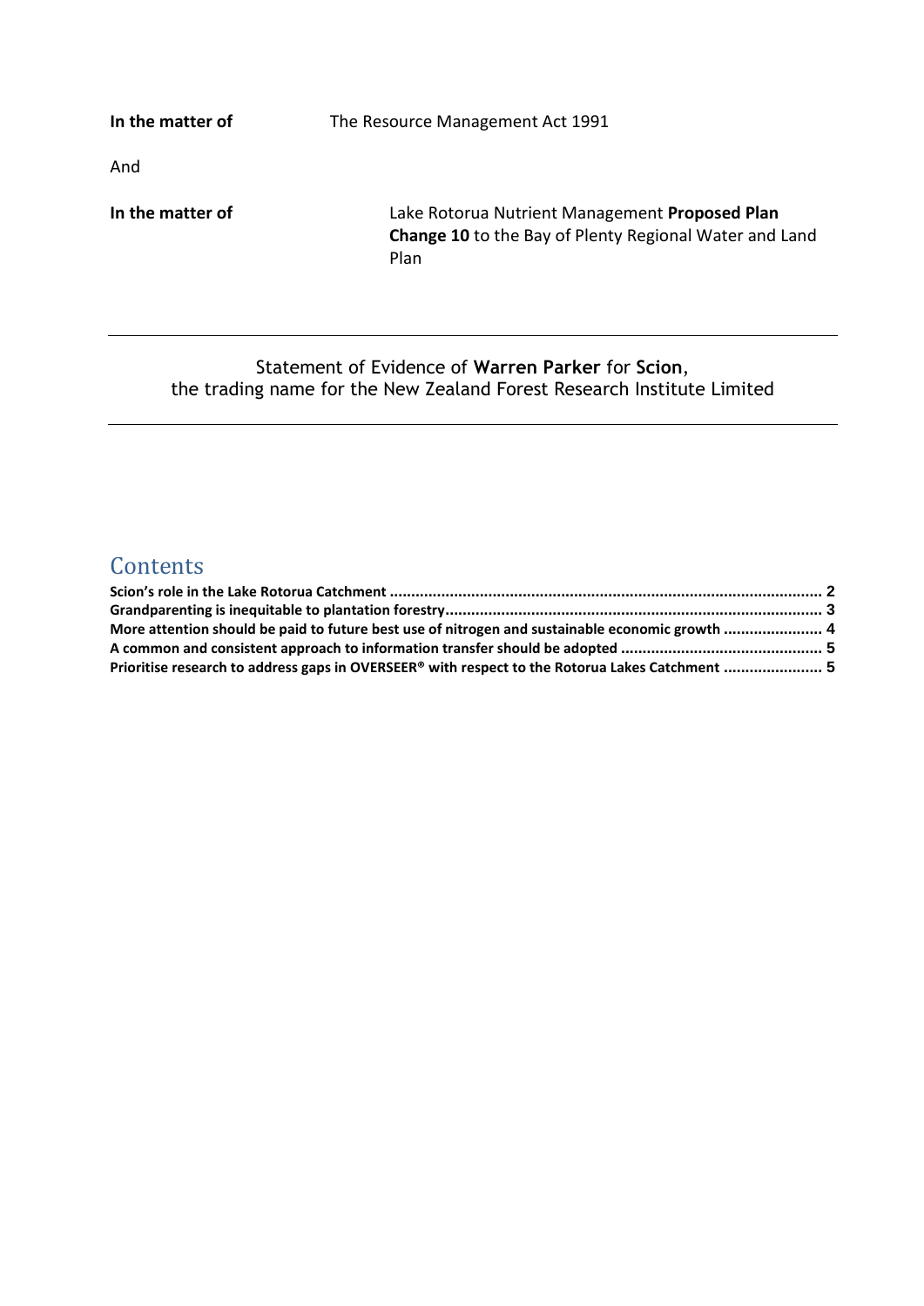**In the matter of** The Resource Management Act 1991

And

**In the matter of** Lake Rotorua Nutrient Management **Proposed Plan Change 10** to the Bay of Plenty Regional Water and Land Plan

---

Statement of Evidence of **Warren Parker** for **Scion**, the trading name for the New Zealand Forest Research Institute Limited

---

## Contents

**Scion's role in the Lake Rotorua Catchment** ........................................ 2
**Grandparenting is inequitable to plantation forestry** ........................................ 3
**More attention should be paid to future best use of nitrogen and sustainable economic growth** ........................................ 4
**A common and consistent approach to information transfer should be adopted** ........................................ 5
**Prioritise research to address gaps in OVERSEER® with respect to the Rotorua Lakes Catchment** ........................................ 5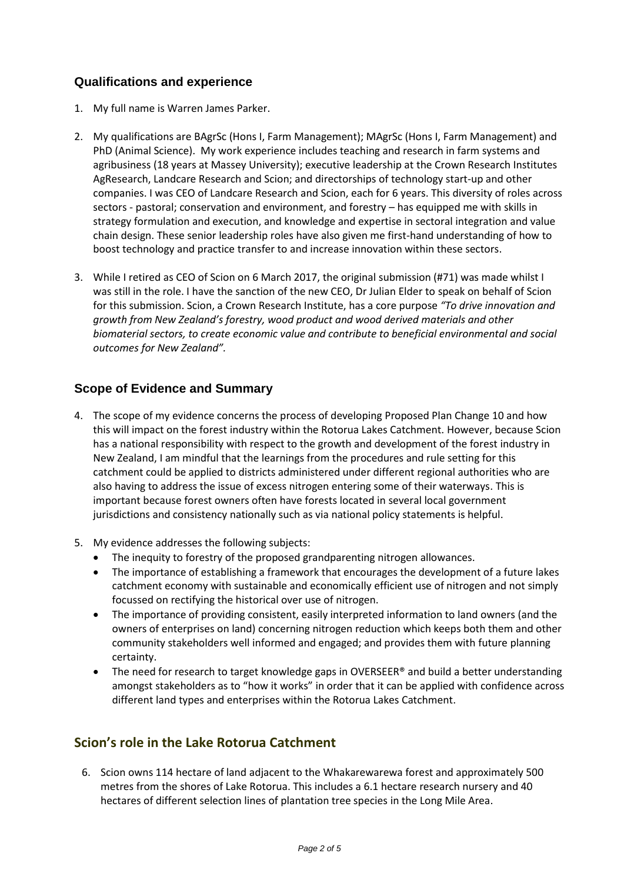## Qualifications and experience

1. My full name is Warren James Parker.

2. My qualifications are BAgrSc (Hons I, Farm Management); MAgrSc (Hons I, Farm Management) and PhD (Animal Science). My work experience includes teaching and research in farm systems and agribusiness (18 years at Massey University); executive leadership at the Crown Research Institutes AgResearch, Landcare Research and Scion; and directorships of technology start-up and other companies. I was CEO of Landcare Research and Scion, each for 6 years. This diversity of roles across sectors - pastoral; conservation and environment, and forestry – has equipped me with skills in strategy formulation and execution, and knowledge and expertise in sectoral integration and value chain design. These senior leadership roles have also given me first-hand understanding of how to boost technology and practice transfer to and increase innovation within these sectors.

3. While I retired as CEO of Scion on 6 March 2017, the original submission (#71) was made whilst I was still in the role. I have the sanction of the new CEO, Dr Julian Elder to speak on behalf of Scion for this submission. Scion, a Crown Research Institute, has a core purpose *"To drive innovation and growth from New Zealand's forestry, wood product and wood derived materials and other biomaterial sectors, to create economic value and contribute to beneficial environmental and social outcomes for New Zealand"*.

## Scope of Evidence and Summary

4. The scope of my evidence concerns the process of developing Proposed Plan Change 10 and how this will impact on the forest industry within the Rotorua Lakes Catchment. However, because Scion has a national responsibility with respect to the growth and development of the forest industry in New Zealand, I am mindful that the learnings from the procedures and rule setting for this catchment could be applied to districts administered under different regional authorities who are also having to address the issue of excess nitrogen entering some of their waterways. This is important because forest owners often have forests located in several local government jurisdictions and consistency nationally such as via national policy statements is helpful.

5. My evidence addresses the following subjects:
   - The inequity to forestry of the proposed grandparenting nitrogen allowances.
   - The importance of establishing a framework that encourages the development of a future lakes catchment economy with sustainable and economically efficient use of nitrogen and not simply focussed on rectifying the historical over use of nitrogen.
   - The importance of providing consistent, easily interpreted information to land owners (and the owners of enterprises on land) concerning nitrogen reduction which keeps both them and other community stakeholders well informed and engaged; and provides them with future planning certainty.
   - The need for research to target knowledge gaps in OVERSEER® and build a better understanding amongst stakeholders as to "how it works" in order that it can be applied with confidence across different land types and enterprises within the Rotorua Lakes Catchment.

## Scion's role in the Lake Rotorua Catchment

6. Scion owns 114 hectare of land adjacent to the Whakarewarewa forest and approximately 500 metres from the shores of Lake Rotorua. This includes a 6.1 hectare research nursery and 40 hectares of different selection lines of plantation tree species in the Long Mile Area.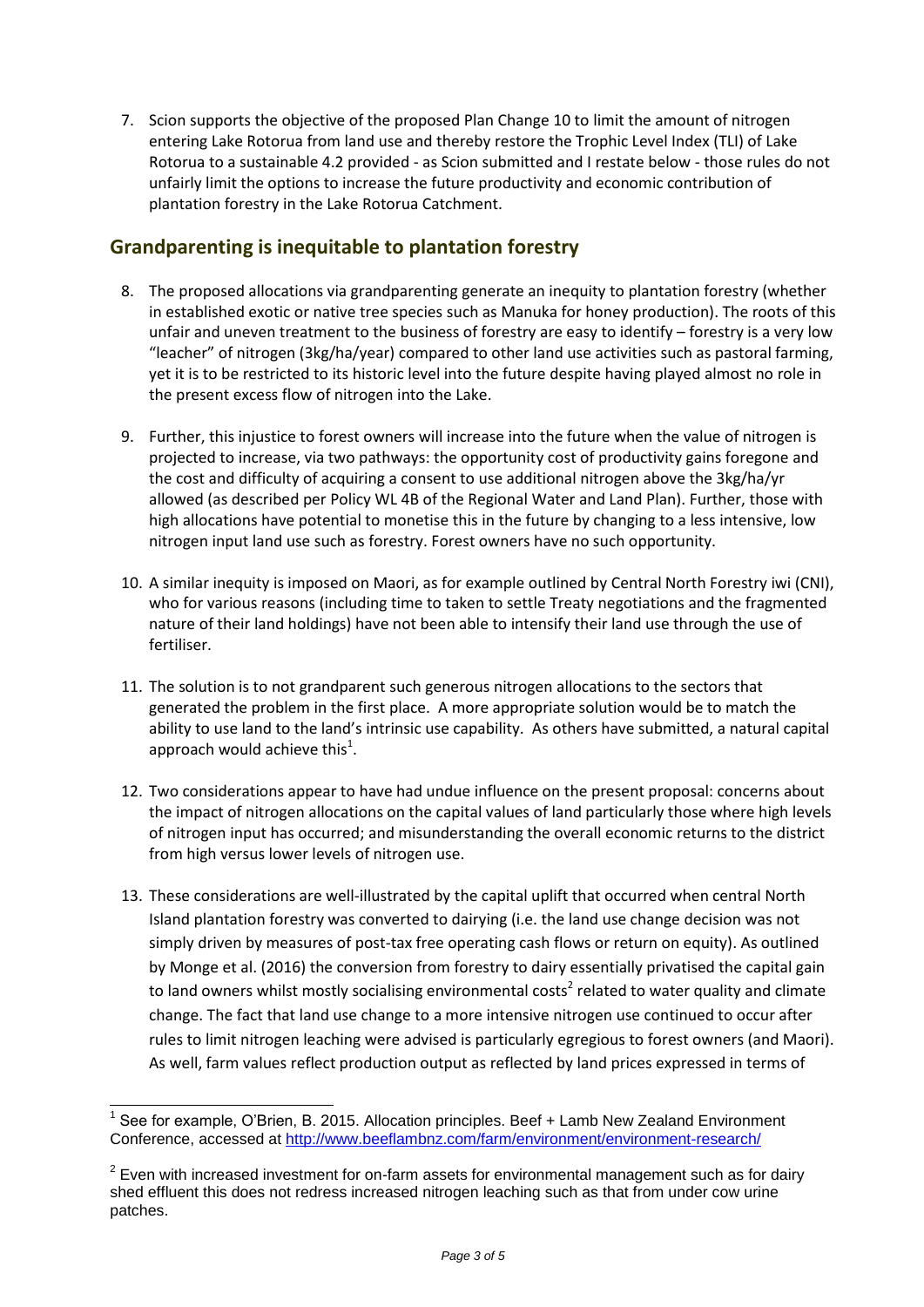7. Scion supports the objective of the proposed Plan Change 10 to limit the amount of nitrogen entering Lake Rotorua from land use and thereby restore the Trophic Level Index (TLI) of Lake Rotorua to a sustainable 4.2 provided - as Scion submitted and I restate below - those rules do not unfairly limit the options to increase the future productivity and economic contribution of plantation forestry in the Lake Rotorua Catchment.

## Grandparenting is inequitable to plantation forestry

8. The proposed allocations via grandparenting generate an inequity to plantation forestry (whether in established exotic or native tree species such as Manuka for honey production). The roots of this unfair and uneven treatment to the business of forestry are easy to identify – forestry is a very low "leacher" of nitrogen (3kg/ha/year) compared to other land use activities such as pastoral farming, yet it is to be restricted to its historic level into the future despite having played almost no role in the present excess flow of nitrogen into the Lake.

9. Further, this injustice to forest owners will increase into the future when the value of nitrogen is projected to increase, via two pathways: the opportunity cost of productivity gains foregone and the cost and difficulty of acquiring a consent to use additional nitrogen above the 3kg/ha/yr allowed (as described per Policy WL 4B of the Regional Water and Land Plan). Further, those with high allocations have potential to monetise this in the future by changing to a less intensive, low nitrogen input land use such as forestry. Forest owners have no such opportunity.

10. A similar inequity is imposed on Maori, as for example outlined by Central North Forestry iwi (CNI), who for various reasons (including time to taken to settle Treaty negotiations and the fragmented nature of their land holdings) have not been able to intensify their land use through the use of fertiliser.

11. The solution is to not grandparent such generous nitrogen allocations to the sectors that generated the problem in the first place. A more appropriate solution would be to match the ability to use land to the land's intrinsic use capability. As others have submitted, a natural capital approach would achieve this[1].

12. Two considerations appear to have had undue influence on the present proposal: concerns about the impact of nitrogen allocations on the capital values of land particularly those where high levels of nitrogen input has occurred; and misunderstanding the overall economic returns to the district from high versus lower levels of nitrogen use.

13. These considerations are well-illustrated by the capital uplift that occurred when central North Island plantation forestry was converted to dairying (i.e. the land use change decision was not simply driven by measures of post-tax free operating cash flows or return on equity). As outlined by Monge et al. (2016) the conversion from forestry to dairy essentially privatised the capital gain to land owners whilst mostly socialising environmental costs[2] related to water quality and climate change. The fact that land use change to a more intensive nitrogen use continued to occur after rules to limit nitrogen leaching were advised is particularly egregious to forest owners (and Maori). As well, farm values reflect production output as reflected by land prices expressed in terms of

---

[1] See for example, O'Brien, B. 2015. Allocation principles. Beef + Lamb New Zealand Environment Conference, accessed at http://www.beeflambnz.com/farm/environment/environment-research/

[2] Even with increased investment for on-farm assets for environmental management such as for dairy shed effluent this does not redress increased nitrogen leaching such as that from under cow urine patches.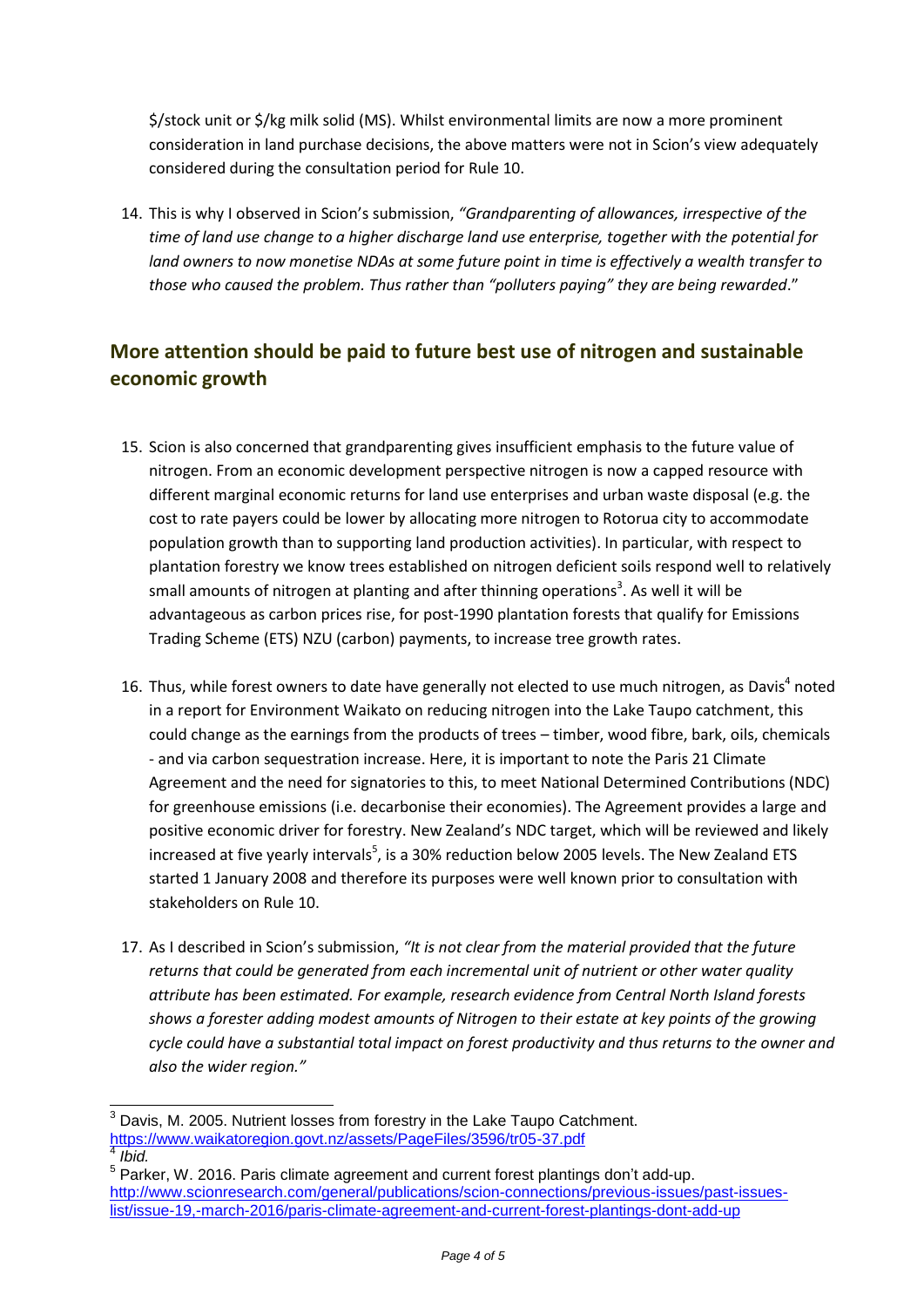$/stock unit or $/kg milk solid (MS). Whilst environmental limits are now a more prominent consideration in land purchase decisions, the above matters were not in Scion's view adequately considered during the consultation period for Rule 10.

14. This is why I observed in Scion's submission, *"Grandparenting of allowances, irrespective of the time of land use change to a higher discharge land use enterprise, together with the potential for land owners to now monetise NDAs at some future point in time is effectively a wealth transfer to those who caused the problem. Thus rather than "polluters paying" they are being rewarded*."

## More attention should be paid to future best use of nitrogen and sustainable economic growth

15. Scion is also concerned that grandparenting gives insufficient emphasis to the future value of nitrogen. From an economic development perspective nitrogen is now a capped resource with different marginal economic returns for land use enterprises and urban waste disposal (e.g. the cost to rate payers could be lower by allocating more nitrogen to Rotorua city to accommodate population growth than to supporting land production activities). In particular, with respect to plantation forestry we know trees established on nitrogen deficient soils respond well to relatively small amounts of nitrogen at planting and after thinning operations[3]. As well it will be advantageous as carbon prices rise, for post-1990 plantation forests that qualify for Emissions Trading Scheme (ETS) NZU (carbon) payments, to increase tree growth rates.

16. Thus, while forest owners to date have generally not elected to use much nitrogen, as Davis[4] noted in a report for Environment Waikato on reducing nitrogen into the Lake Taupo catchment, this could change as the earnings from the products of trees – timber, wood fibre, bark, oils, chemicals - and via carbon sequestration increase. Here, it is important to note the Paris 21 Climate Agreement and the need for signatories to this, to meet National Determined Contributions (NDC) for greenhouse emissions (i.e. decarbonise their economies). The Agreement provides a large and positive economic driver for forestry. New Zealand's NDC target, which will be reviewed and likely increased at five yearly intervals[5], is a 30% reduction below 2005 levels. The New Zealand ETS started 1 January 2008 and therefore its purposes were well known prior to consultation with stakeholders on Rule 10.

17. As I described in Scion's submission, *"It is not clear from the material provided that the future returns that could be generated from each incremental unit of nutrient or other water quality attribute has been estimated. For example, research evidence from Central North Island forests shows a forester adding modest amounts of Nitrogen to their estate at key points of the growing cycle could have a substantial total impact on forest productivity and thus returns to the owner and also the wider region."*

---

[3] Davis, M. 2005. Nutrient losses from forestry in the Lake Taupo Catchment. https://www.waikatoregion.govt.nz/assets/PageFiles/3596/tr05-37.pdf

[4] *Ibid.*

[5] Parker, W. 2016. Paris climate agreement and current forest plantings don't add-up. http://www.scionresearch.com/general/publications/scion-connections/previous-issues/past-issues-list/issue-19,-march-2016/paris-climate-agreement-and-current-forest-plantings-dont-add-up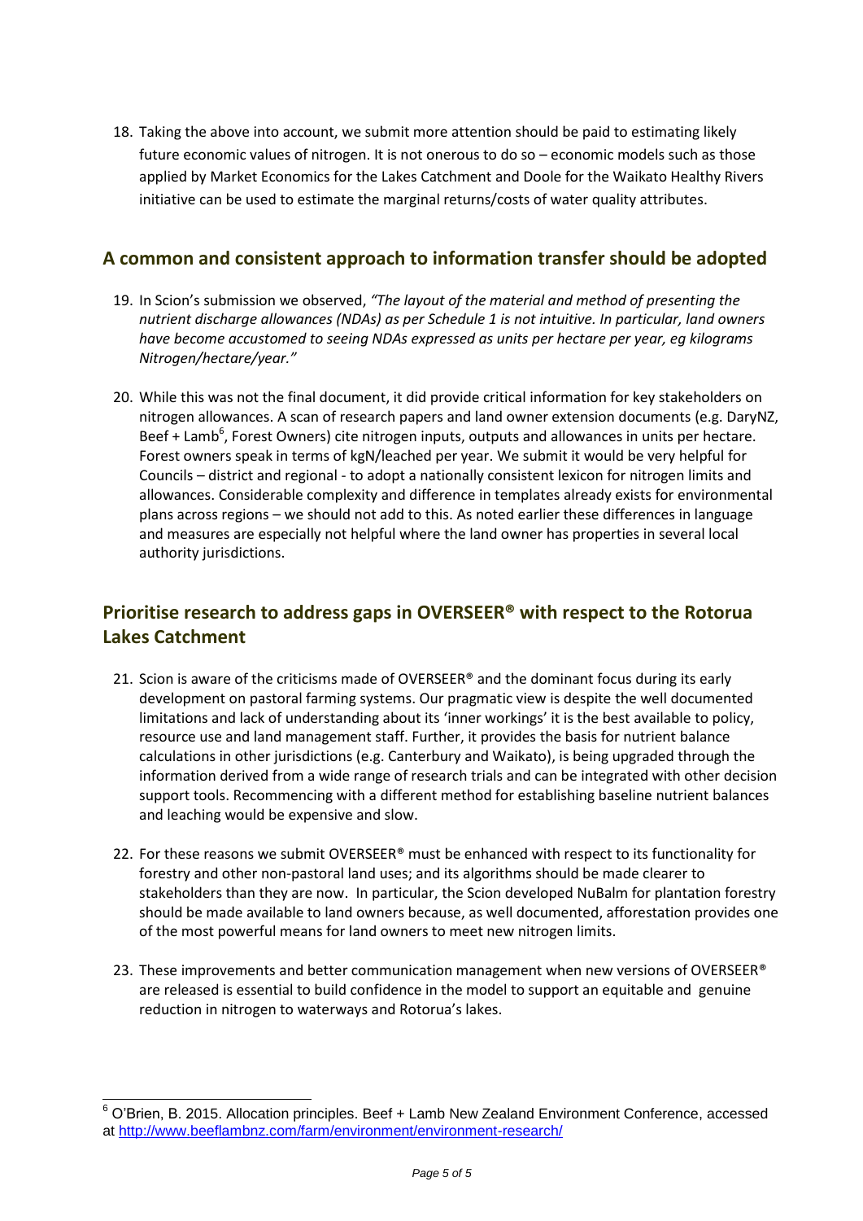18. Taking the above into account, we submit more attention should be paid to estimating likely future economic values of nitrogen. It is not onerous to do so – economic models such as those applied by Market Economics for the Lakes Catchment and Doole for the Waikato Healthy Rivers initiative can be used to estimate the marginal returns/costs of water quality attributes.

## A common and consistent approach to information transfer should be adopted

19. In Scion's submission we observed, *"The layout of the material and method of presenting the nutrient discharge allowances (NDAs) as per Schedule 1 is not intuitive. In particular, land owners have become accustomed to seeing NDAs expressed as units per hectare per year, eg kilograms Nitrogen/hectare/year."*

20. While this was not the final document, it did provide critical information for key stakeholders on nitrogen allowances. A scan of research papers and land owner extension documents (e.g. DaryNZ, Beef + Lamb[6], Forest Owners) cite nitrogen inputs, outputs and allowances in units per hectare. Forest owners speak in terms of kgN/leached per year. We submit it would be very helpful for Councils – district and regional - to adopt a nationally consistent lexicon for nitrogen limits and allowances. Considerable complexity and difference in templates already exists for environmental plans across regions – we should not add to this. As noted earlier these differences in language and measures are especially not helpful where the land owner has properties in several local authority jurisdictions.

## Prioritise research to address gaps in OVERSEER® with respect to the Rotorua Lakes Catchment

21. Scion is aware of the criticisms made of OVERSEER® and the dominant focus during its early development on pastoral farming systems. Our pragmatic view is despite the well documented limitations and lack of understanding about its 'inner workings' it is the best available to policy, resource use and land management staff. Further, it provides the basis for nutrient balance calculations in other jurisdictions (e.g. Canterbury and Waikato), is being upgraded through the information derived from a wide range of research trials and can be integrated with other decision support tools. Recommencing with a different method for establishing baseline nutrient balances and leaching would be expensive and slow.

22. For these reasons we submit OVERSEER® must be enhanced with respect to its functionality for forestry and other non-pastoral land uses; and its algorithms should be made clearer to stakeholders than they are now. In particular, the Scion developed NuBalm for plantation forestry should be made available to land owners because, as well documented, afforestation provides one of the most powerful means for land owners to meet new nitrogen limits.

23. These improvements and better communication management when new versions of OVERSEER® are released is essential to build confidence in the model to support an equitable and genuine reduction in nitrogen to waterways and Rotorua's lakes.

---

[6] O'Brien, B. 2015. Allocation principles. Beef + Lamb New Zealand Environment Conference, accessed at http://www.beeflambnz.com/farm/environment/environment-research/